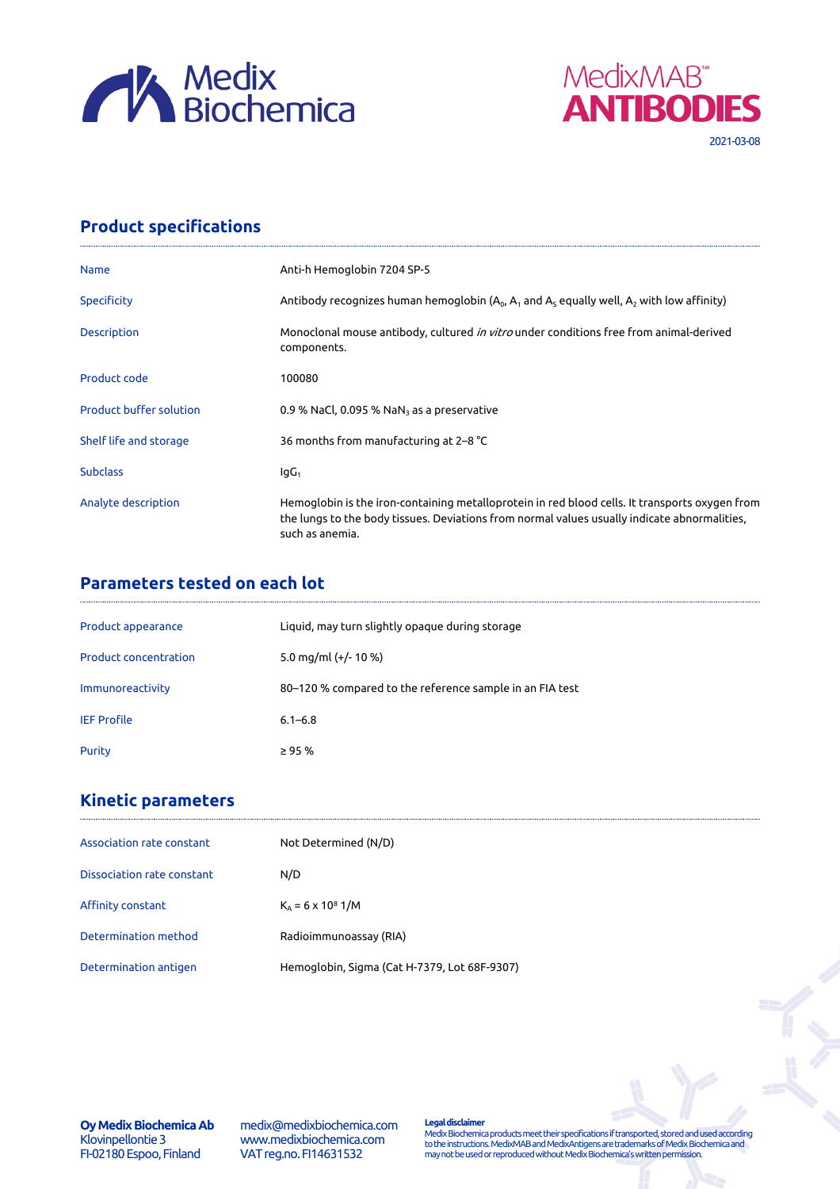Medix Biochemica

MedixMAB™ ANTIBODIES

2021-03-08

## Product specifications

| | |
|---|---|
| Name | Anti-h Hemoglobin 7204 SP-5 |
| Specificity | Antibody recognizes human hemoglobin ($A_0$, $A_1$ and $A_S$ equally well, $A_2$ with low affinity) |
| Description | Monoclonal mouse antibody, cultured *in vitro* under conditions free from animal-derived components. |
| Product code | 100080 |
| Product buffer solution | 0.9 % NaCl, 0.095 % $NaN_3$ as a preservative |
| Shelf life and storage | 36 months from manufacturing at 2–8 °C |
| Subclass | $IgG_1$ |
| Analyte description | Hemoglobin is the iron-containing metalloprotein in red blood cells. It transports oxygen from the lungs to the body tissues. Deviations from normal values usually indicate abnormalities, such as anemia. |

## Parameters tested on each lot

| | |
|---|---|
| Product appearance | Liquid, may turn slightly opaque during storage |
| Product concentration | 5.0 mg/ml (+/- 10 %) |
| Immunoreactivity | 80–120 % compared to the reference sample in an FIA test |
| IEF Profile | 6.1–6.8 |
| Purity | ≥ 95 % |

## Kinetic parameters

| | |
|---|---|
| Association rate constant | Not Determined (N/D) |
| Dissociation rate constant | N/D |
| Affinity constant | $K_A = 6 \times 10^8$ 1/M |
| Determination method | Radioimmunoassay (RIA) |
| Determination antigen | Hemoglobin, Sigma (Cat H-7379, Lot 68F-9307) |

**Oy Medix Biochemica Ab**
Klovinpellontie 3
FI-02180 Espoo, Finland

medix@medixbiochemica.com
www.medixbiochemica.com
VAT reg.no. FI14631532

**Legal disclaimer**
Medix Biochemica products meet their specifications if transported, stored and used according to the instructions. MedixMAB and MedixAntigens are trademarks of Medix Biochemica and may not be used or reproduced without Medix Biochemica's written permission.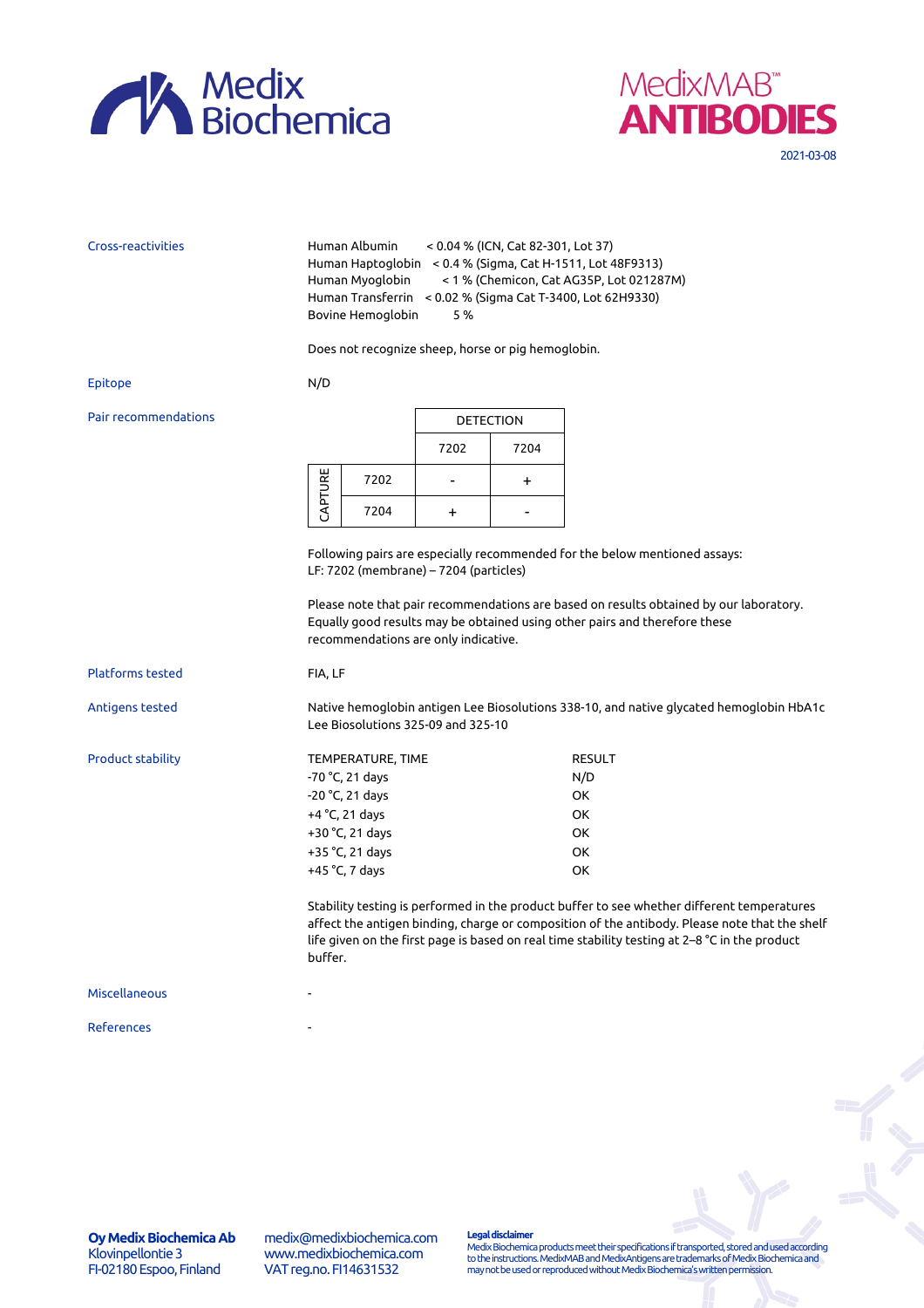2021-03-08

**Cross-reactivities**

Human Albumin < 0.04 % (ICN, Cat 82-301, Lot 37)
Human Haptoglobin < 0.4 % (Sigma, Cat H-1511, Lot 48F9313)
Human Myoglobin < 1 % (Chemicon, Cat AG35P, Lot 021287M)
Human Transferrin < 0.02 % (Sigma Cat T-3400, Lot 62H9330)
Bovine Hemoglobin 5 %

Does not recognize sheep, horse or pig hemoglobin.

**Epitope**

N/D

**Pair recommendations**

| | | DETECTION | |
|---|---|---|---|
| | | 7202 | 7204 |
| CAPTURE | 7202 | - | + |
| | 7204 | + | - |

Following pairs are especially recommended for the below mentioned assays:
LF: 7202 (membrane) – 7204 (particles)

Please note that pair recommendations are based on results obtained by our laboratory. Equally good results may be obtained using other pairs and therefore these recommendations are only indicative.

**Platforms tested**

FIA, LF

**Antigens tested**

Native hemoglobin antigen Lee Biosolutions 338-10, and native glycated hemoglobin HbA1c Lee Biosolutions 325-09 and 325-10

**Product stability**

| TEMPERATURE, TIME | RESULT |
|---|---|
| -70 °C, 21 days | N/D |
| -20 °C, 21 days | OK |
| +4 °C, 21 days | OK |
| +30 °C, 21 days | OK |
| +35 °C, 21 days | OK |
| +45 °C, 7 days | OK |

Stability testing is performed in the product buffer to see whether different temperatures affect the antigen binding, charge or composition of the antibody. Please note that the shelf life given on the first page is based on real time stability testing at 2–8 °C in the product buffer.

**Miscellaneous**

-

**References**

-

**Oy Medix Biochemica Ab**
Klovinpellontie 3
FI-02180 Espoo, Finland

medix@medixbiochemica.com
www.medixbiochemica.com
VAT reg.no. FI14631532

**Legal disclaimer**
Medix Biochemica products meet their specifications if transported, stored and used according to the instructions. MedixMAB and MedixAntigens are trademarks of Medix Biochemica and may not be used or reproduced without Medix Biochemica's written permission.